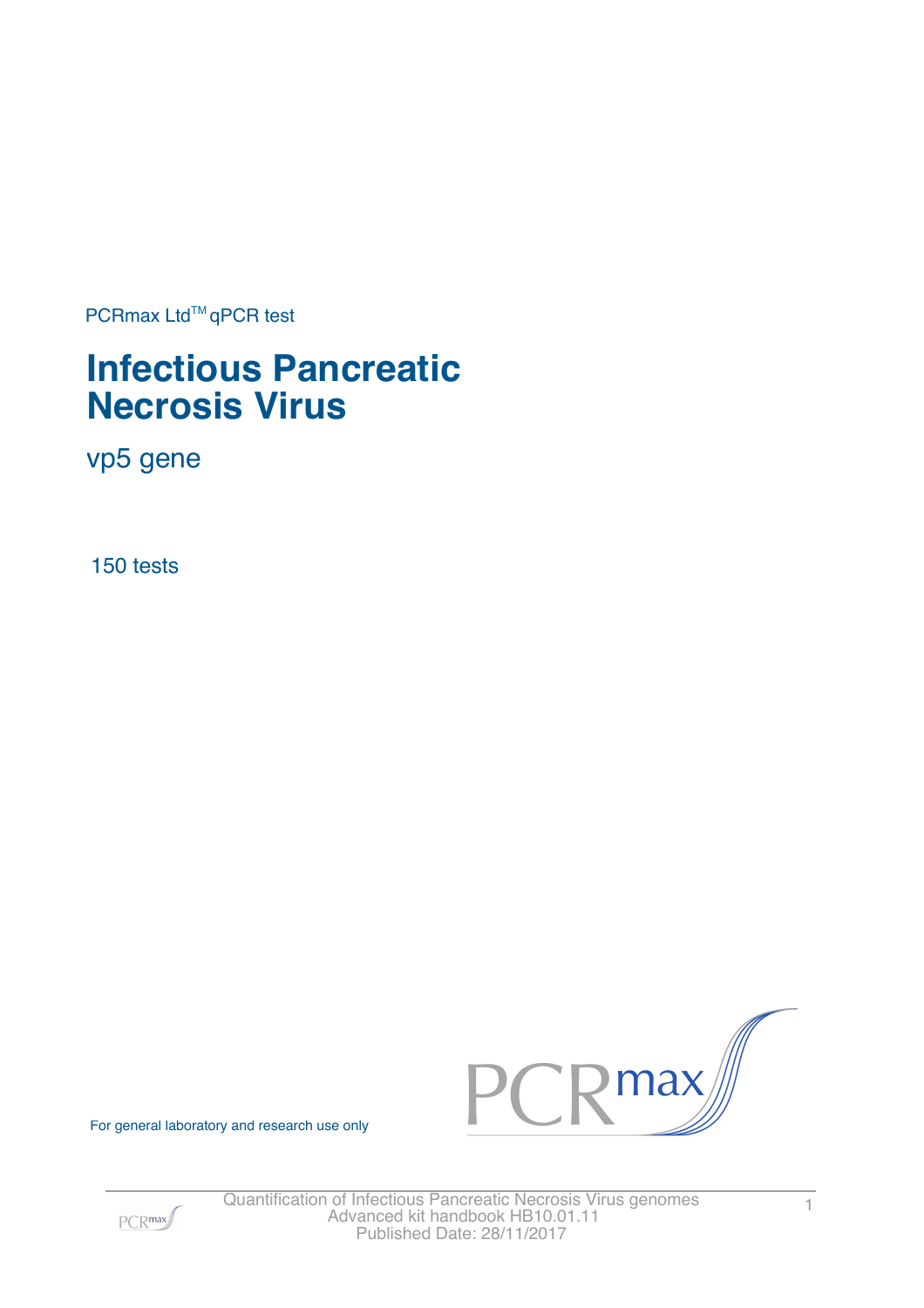PCRmax Ltd™ qPCR test

# Infectious Pancreatic Necrosis Virus

vp5 gene

150 tests

For general laboratory and research use only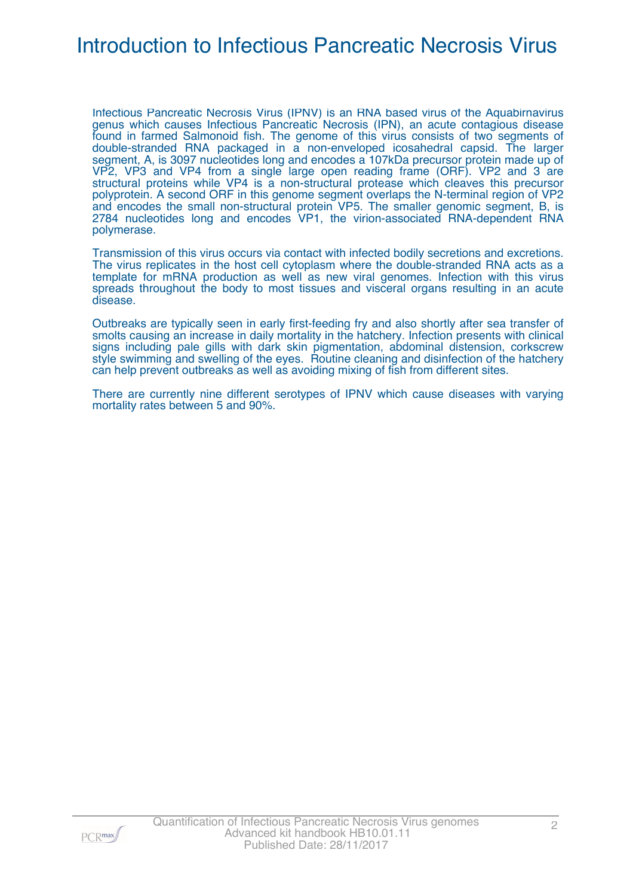# Introduction to Infectious Pancreatic Necrosis Virus

Infectious Pancreatic Necrosis Virus (IPNV) is an RNA based virus of the Aquabirnavirus genus which causes Infectious Pancreatic Necrosis (IPN), an acute contagious disease found in farmed Salmonoid fish. The genome of this virus consists of two segments of double-stranded RNA packaged in a non-enveloped icosahedral capsid. The larger segment, A, is 3097 nucleotides long and encodes a 107kDa precursor protein made up of VP2, VP3 and VP4 from a single large open reading frame (ORF). VP2 and 3 are structural proteins while VP4 is a non-structural protease which cleaves this precursor polyprotein. A second ORF in this genome segment overlaps the N-terminal region of VP2 and encodes the small non-structural protein VP5. The smaller genomic segment, B, is 2784 nucleotides long and encodes VP1, the virion-associated RNA-dependent RNA polymerase.

Transmission of this virus occurs via contact with infected bodily secretions and excretions. The virus replicates in the host cell cytoplasm where the double-stranded RNA acts as a template for mRNA production as well as new viral genomes. Infection with this virus spreads throughout the body to most tissues and visceral organs resulting in an acute disease.

Outbreaks are typically seen in early first-feeding fry and also shortly after sea transfer of smolts causing an increase in daily mortality in the hatchery. Infection presents with clinical signs including pale gills with dark skin pigmentation, abdominal distension, corkscrew style swimming and swelling of the eyes. Routine cleaning and disinfection of the hatchery can help prevent outbreaks as well as avoiding mixing of fish from different sites.

There are currently nine different serotypes of IPNV which cause diseases with varying mortality rates between 5 and 90%.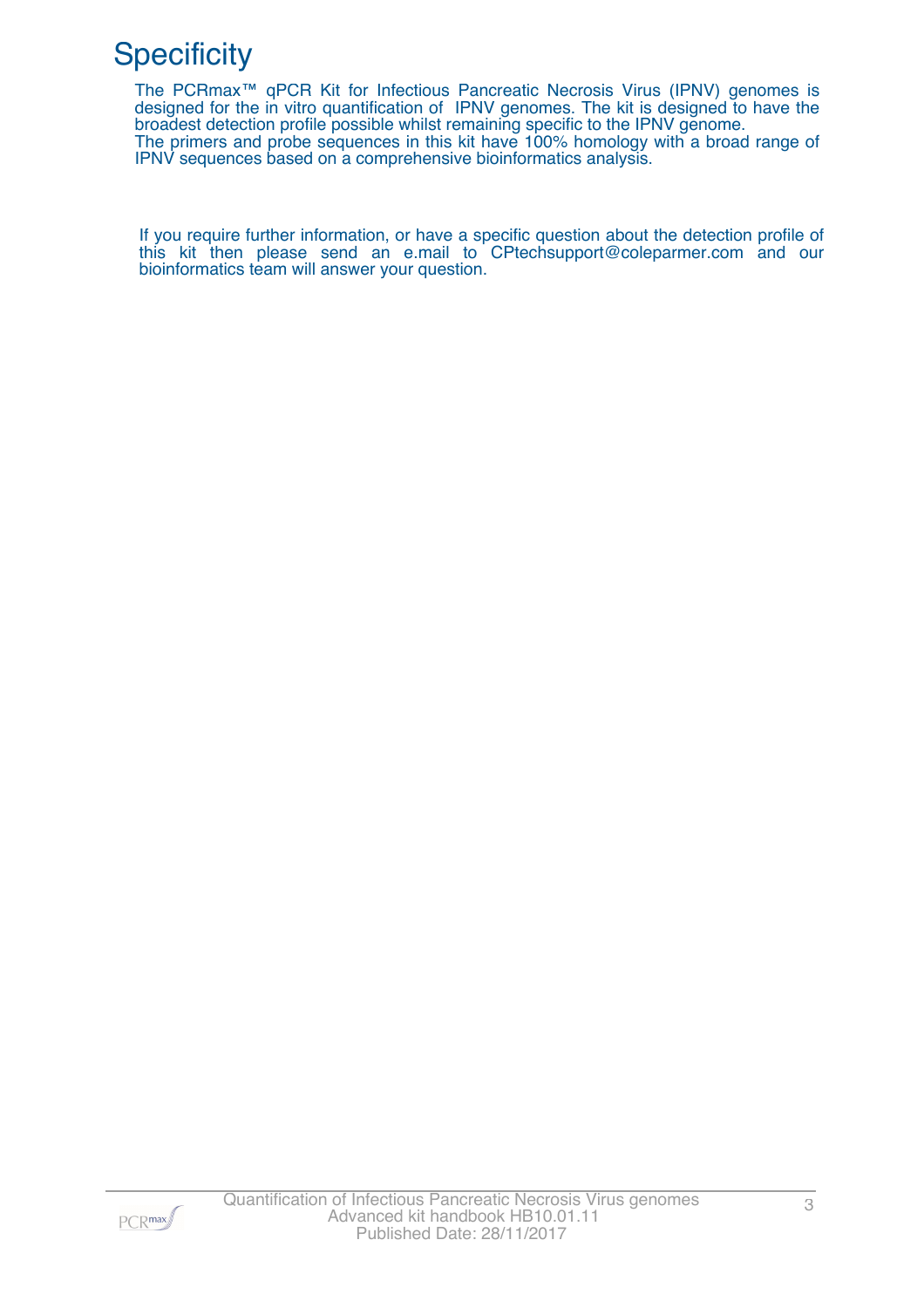# Specificity

The PCRmax™ qPCR Kit for Infectious Pancreatic Necrosis Virus (IPNV) genomes is designed for the in vitro quantification of IPNV genomes. The kit is designed to have the broadest detection profile possible whilst remaining specific to the IPNV genome.
The primers and probe sequences in this kit have 100% homology with a broad range of IPNV sequences based on a comprehensive bioinformatics analysis.

If you require further information, or have a specific question about the detection profile of this kit then please send an e.mail to CPtechsupport@coleparmer.com and our bioinformatics team will answer your question.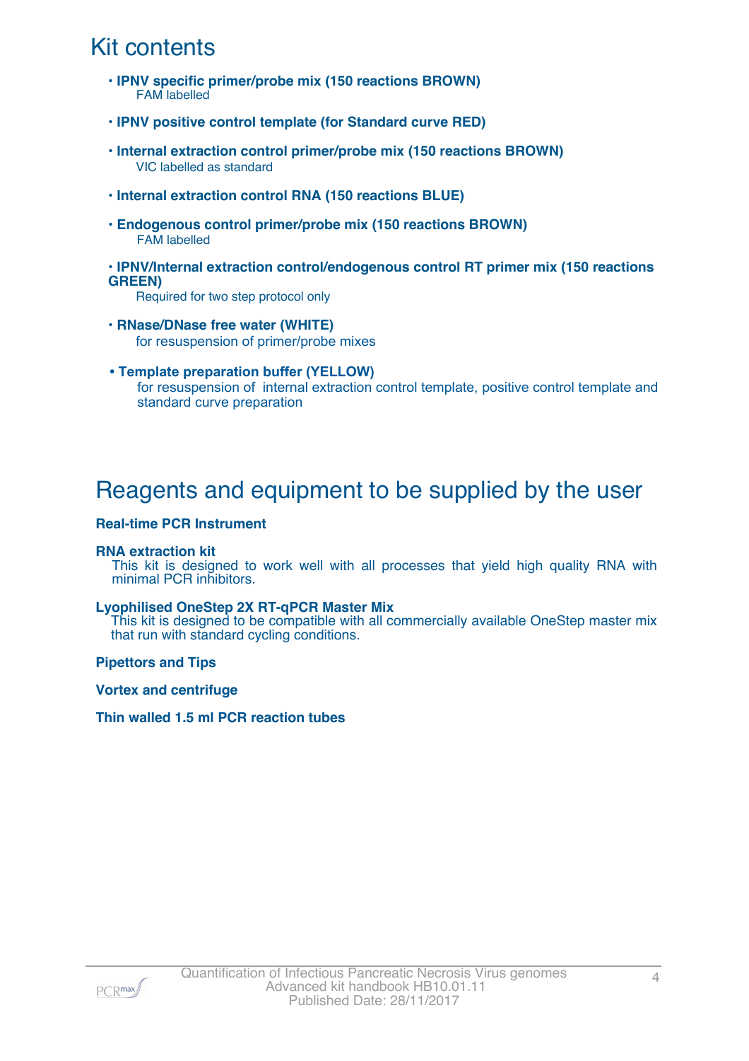# Kit contents

- **IPNV specific primer/probe mix (150 reactions BROWN)**
  FAM labelled
- **IPNV positive control template (for Standard curve RED)**
- **Internal extraction control primer/probe mix (150 reactions BROWN)**
  VIC labelled as standard
- **Internal extraction control RNA (150 reactions BLUE)**
- **Endogenous control primer/probe mix (150 reactions BROWN)**
  FAM labelled
- **IPNV/Internal extraction control/endogenous control RT primer mix (150 reactions GREEN)**
  Required for two step protocol only
- **RNase/DNase free water (WHITE)**
  for resuspension of primer/probe mixes
- **Template preparation buffer (YELLOW)**
  for resuspension of internal extraction control template, positive control template and standard curve preparation

# Reagents and equipment to be supplied by the user

**Real-time PCR Instrument**

**RNA extraction kit**
This kit is designed to work well with all processes that yield high quality RNA with minimal PCR inhibitors.

**Lyophilised OneStep 2X RT-qPCR Master Mix**
This kit is designed to be compatible with all commercially available OneStep master mix that run with standard cycling conditions.

**Pipettors and Tips**

**Vortex and centrifuge**

**Thin walled 1.5 ml PCR reaction tubes**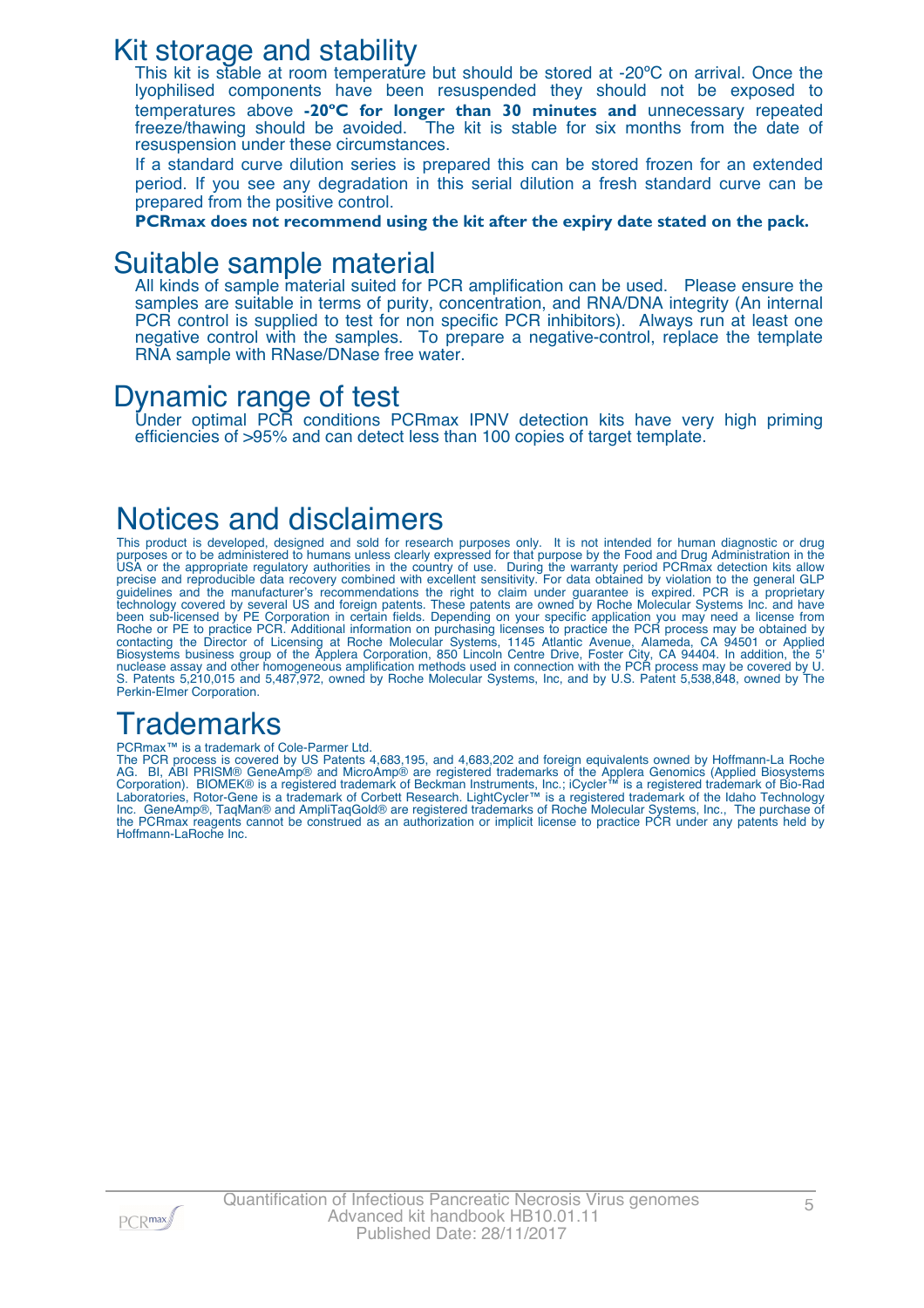# Kit storage and stability

This kit is stable at room temperature but should be stored at -20ºC on arrival. Once the lyophilised components have been resuspended they should not be exposed to temperatures above **-20°C for longer than 30 minutes and** unnecessary repeated freeze/thawing should be avoided. The kit is stable for six months from the date of resuspension under these circumstances.

If a standard curve dilution series is prepared this can be stored frozen for an extended period. If you see any degradation in this serial dilution a fresh standard curve can be prepared from the positive control.

**PCRmax does not recommend using the kit after the expiry date stated on the pack.**

# Suitable sample material

All kinds of sample material suited for PCR amplification can be used. Please ensure the samples are suitable in terms of purity, concentration, and RNA/DNA integrity (An internal PCR control is supplied to test for non specific PCR inhibitors). Always run at least one negative control with the samples. To prepare a negative-control, replace the template RNA sample with RNase/DNase free water.

# Dynamic range of test

Under optimal PCR conditions PCRmax IPNV detection kits have very high priming efficiencies of >95% and can detect less than 100 copies of target template.

# Notices and disclaimers

This product is developed, designed and sold for research purposes only. It is not intended for human diagnostic or drug purposes or to be administered to humans unless clearly expressed for that purpose by the Food and Drug Administration in the USA or the appropriate regulatory authorities in the country of use. During the warranty period PCRmax detection kits allow precise and reproducible data recovery combined with excellent sensitivity. For data obtained by violation to the general GLP guidelines and the manufacturer's recommendations the right to claim under guarantee is expired. PCR is a proprietary technology covered by several US and foreign patents. These patents are owned by Roche Molecular Systems Inc. and have been sub-licensed by PE Corporation in certain fields. Depending on your specific application you may need a license from Roche or PE to practice PCR. Additional information on purchasing licenses to practice the PCR process may be obtained by contacting the Director of Licensing at Roche Molecular Systems, 1145 Atlantic Avenue, Alameda, CA 94501 or Applied Biosystems business group of the Applera Corporation, 850 Lincoln Centre Drive, Foster City, CA 94404. In addition, the 5' nuclease assay and other homogeneous amplification methods used in connection with the PCR process may be covered by U. S. Patents 5,210,015 and 5,487,972, owned by Roche Molecular Systems, Inc, and by U.S. Patent 5,538,848, owned by The Perkin-Elmer Corporation.

# Trademarks

PCRmax™ is a trademark of Cole-Parmer Ltd.

The PCR process is covered by US Patents 4,683,195, and 4,683,202 and foreign equivalents owned by Hoffmann-La Roche AG. BI, ABI PRISM® GeneAmp® and MicroAmp® are registered trademarks of the Applera Genomics (Applied Biosystems Corporation). BIOMEK® is a registered trademark of Beckman Instruments, Inc.; iCycler™ is a registered trademark of Bio-Rad Laboratories, Rotor-Gene is a trademark of Corbett Research. LightCycler™ is a registered trademark of the Idaho Technology Inc. GeneAmp®, TaqMan® and AmpliTaqGold® are registered trademarks of Roche Molecular Systems, Inc., The purchase of the PCRmax reagents cannot be construed as an authorization or implicit license to practice PCR under any patents held by Hoffmann-LaRoche Inc.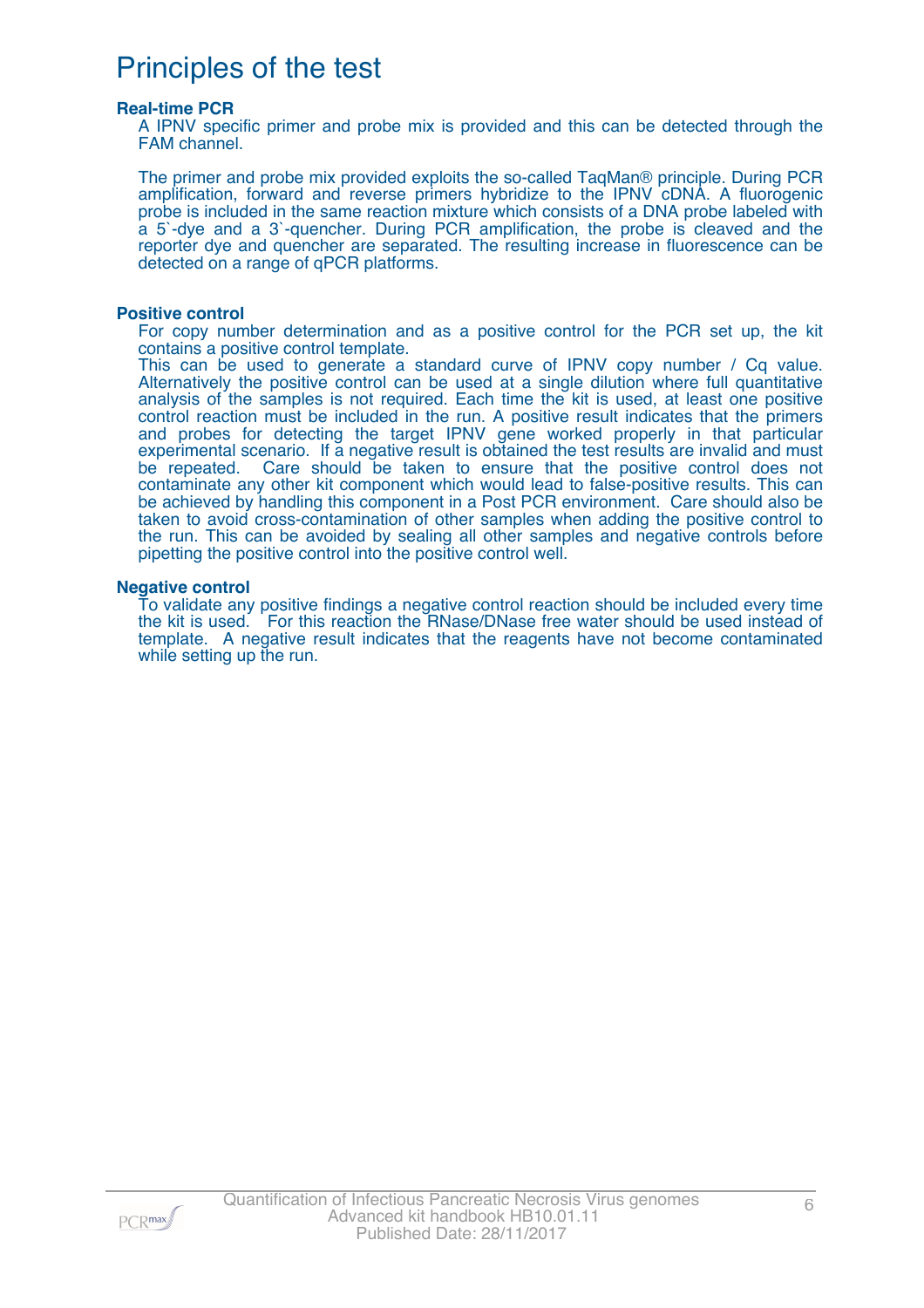# Principles of the test

**Real-time PCR**

A IPNV specific primer and probe mix is provided and this can be detected through the FAM channel.

The primer and probe mix provided exploits the so-called TaqMan® principle. During PCR amplification, forward and reverse primers hybridize to the IPNV cDNA. A fluorogenic probe is included in the same reaction mixture which consists of a DNA probe labeled with a 5`-dye and a 3`-quencher. During PCR amplification, the probe is cleaved and the reporter dye and quencher are separated. The resulting increase in fluorescence can be detected on a range of qPCR platforms.

**Positive control**

For copy number determination and as a positive control for the PCR set up, the kit contains a positive control template.

This can be used to generate a standard curve of IPNV copy number / Cq value. Alternatively the positive control can be used at a single dilution where full quantitative analysis of the samples is not required. Each time the kit is used, at least one positive control reaction must be included in the run. A positive result indicates that the primers and probes for detecting the target IPNV gene worked properly in that particular experimental scenario. If a negative result is obtained the test results are invalid and must be repeated. Care should be taken to ensure that the positive control does not contaminate any other kit component which would lead to false-positive results. This can be achieved by handling this component in a Post PCR environment. Care should also be taken to avoid cross-contamination of other samples when adding the positive control to the run. This can be avoided by sealing all other samples and negative controls before pipetting the positive control into the positive control well.

**Negative control**

To validate any positive findings a negative control reaction should be included every time the kit is used. For this reaction the RNase/DNase free water should be used instead of template. A negative result indicates that the reagents have not become contaminated while setting up the run.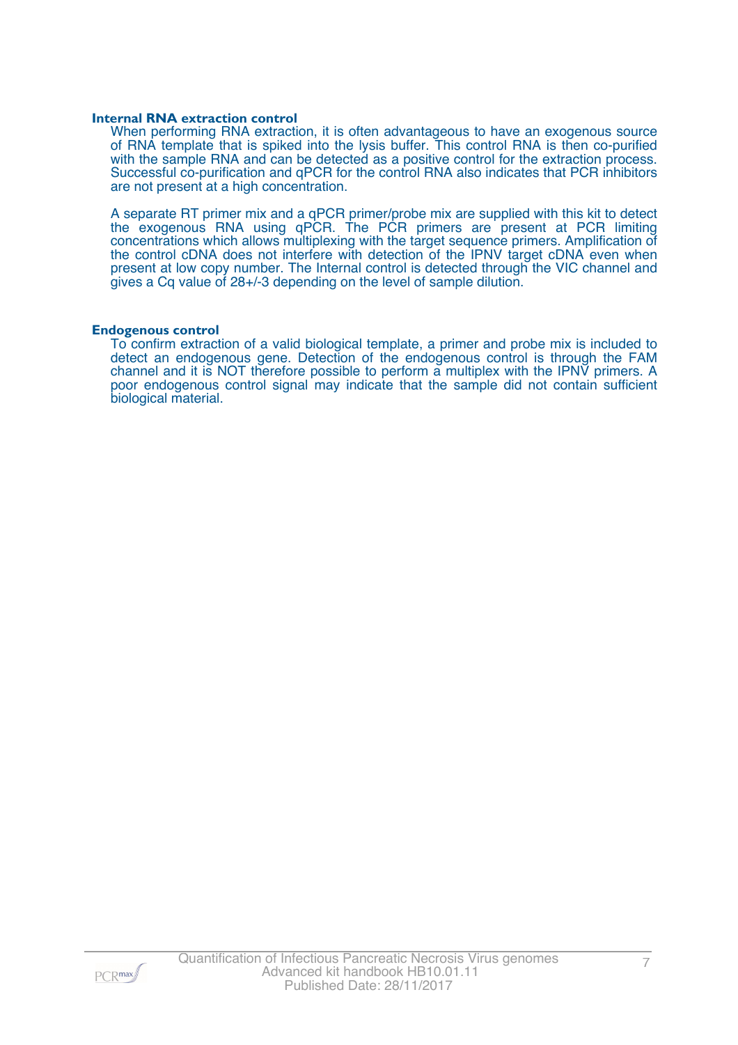### Internal RNA extraction control

When performing RNA extraction, it is often advantageous to have an exogenous source of RNA template that is spiked into the lysis buffer. This control RNA is then co-purified with the sample RNA and can be detected as a positive control for the extraction process. Successful co-purification and qPCR for the control RNA also indicates that PCR inhibitors are not present at a high concentration.

A separate RT primer mix and a qPCR primer/probe mix are supplied with this kit to detect the exogenous RNA using qPCR. The PCR primers are present at PCR limiting concentrations which allows multiplexing with the target sequence primers. Amplification of the control cDNA does not interfere with detection of the IPNV target cDNA even when present at low copy number. The Internal control is detected through the VIC channel and gives a Cq value of 28+/-3 depending on the level of sample dilution.

### Endogenous control

To confirm extraction of a valid biological template, a primer and probe mix is included to detect an endogenous gene. Detection of the endogenous control is through the FAM channel and it is NOT therefore possible to perform a multiplex with the IPNV primers. A poor endogenous control signal may indicate that the sample did not contain sufficient biological material.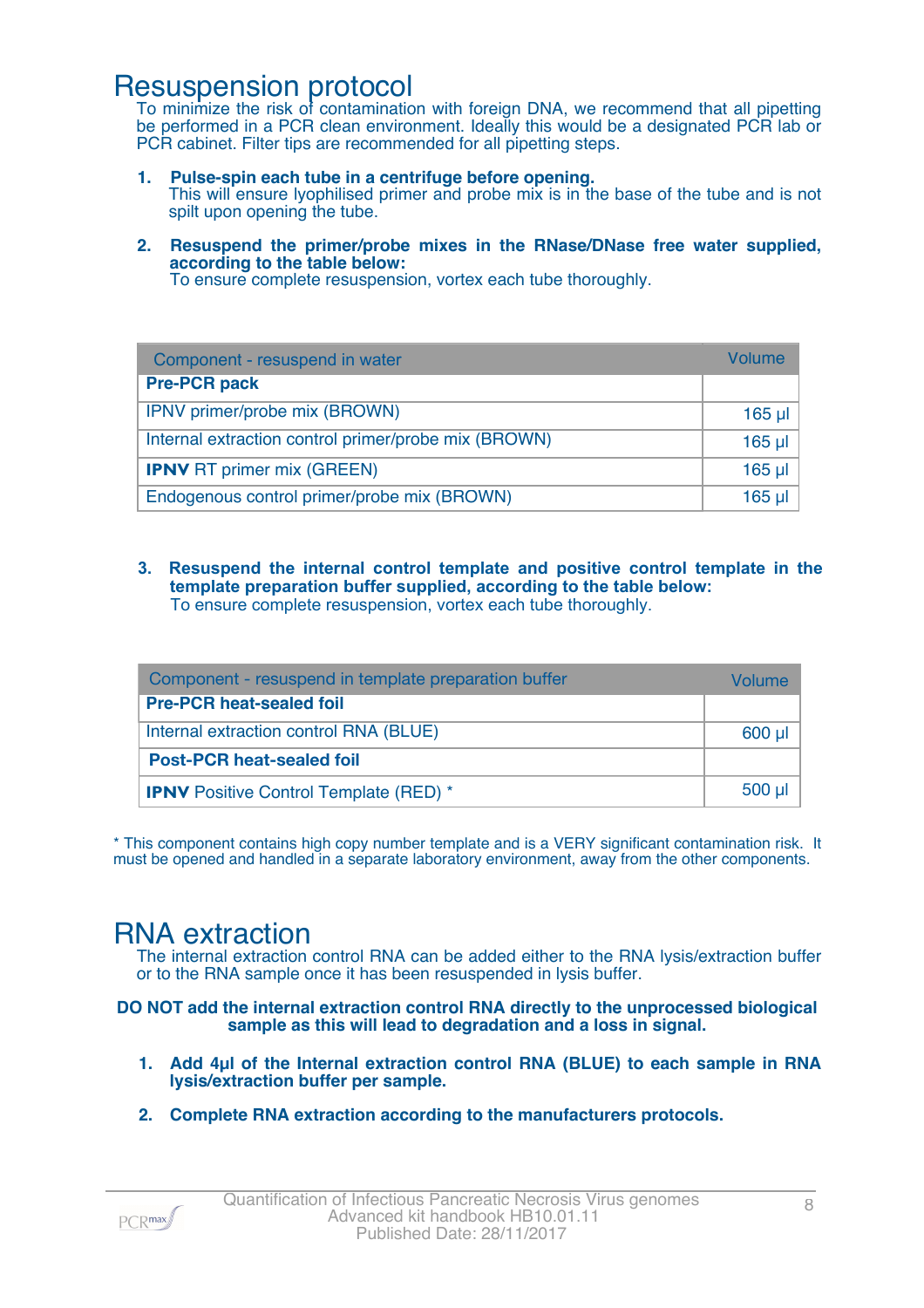# Resuspension protocol

To minimize the risk of contamination with foreign DNA, we recommend that all pipetting be performed in a PCR clean environment. Ideally this would be a designated PCR lab or PCR cabinet. Filter tips are recommended for all pipetting steps.

1. **Pulse-spin each tube in a centrifuge before opening.**
   This will ensure lyophilised primer and probe mix is in the base of the tube and is not spilt upon opening the tube.

2. **Resuspend the primer/probe mixes in the RNase/DNase free water supplied, according to the table below:**
   To ensure complete resuspension, vortex each tube thoroughly.

| Component - resuspend in water | Volume |
|---|---|
| **Pre-PCR pack** | |
| IPNV primer/probe mix (BROWN) | 165 µl |
| Internal extraction control primer/probe mix (BROWN) | 165 µl |
| **IPNV** RT primer mix (GREEN) | 165 µl |
| Endogenous control primer/probe mix (BROWN) | 165 µl |

3. **Resuspend the internal control template and positive control template in the template preparation buffer supplied, according to the table below:**
   To ensure complete resuspension, vortex each tube thoroughly.

| Component - resuspend in template preparation buffer | Volume |
|---|---|
| **Pre-PCR heat-sealed foil** | |
| Internal extraction control RNA (BLUE) | 600 µl |
| **Post-PCR heat-sealed foil** | |
| **IPNV** Positive Control Template (RED) * | 500 µl |

* This component contains high copy number template and is a VERY significant contamination risk. It must be opened and handled in a separate laboratory environment, away from the other components.

# RNA extraction

The internal extraction control RNA can be added either to the RNA lysis/extraction buffer or to the RNA sample once it has been resuspended in lysis buffer.

**DO NOT add the internal extraction control RNA directly to the unprocessed biological sample as this will lead to degradation and a loss in signal.**

1. **Add 4µl of the Internal extraction control RNA (BLUE) to each sample in RNA lysis/extraction buffer per sample.**
2. **Complete RNA extraction according to the manufacturers protocols.**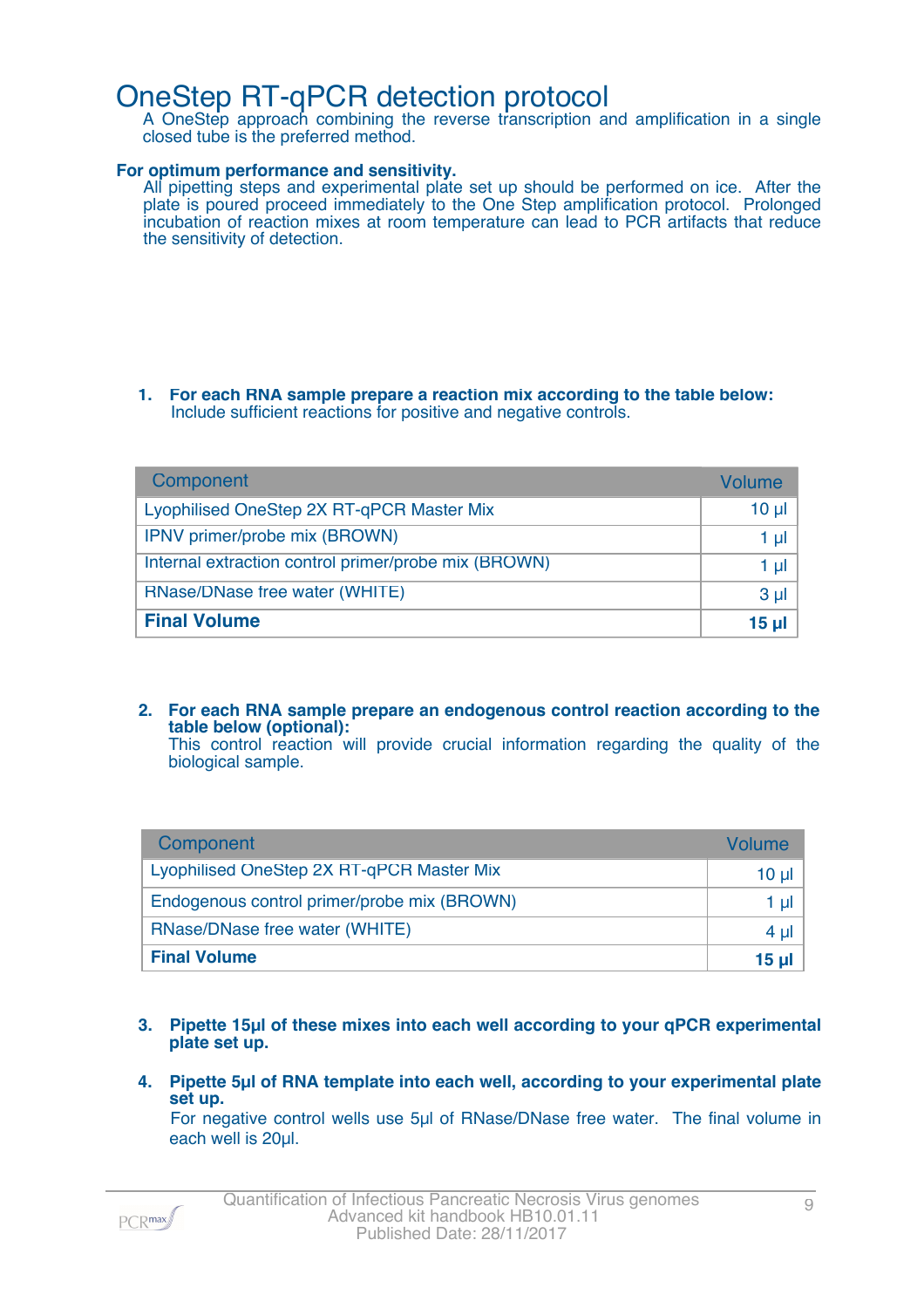# OneStep RT-qPCR detection protocol

A OneStep approach combining the reverse transcription and amplification in a single closed tube is the preferred method.

**For optimum performance and sensitivity.**

All pipetting steps and experimental plate set up should be performed on ice. After the plate is poured proceed immediately to the One Step amplification protocol. Prolonged incubation of reaction mixes at room temperature can lead to PCR artifacts that reduce the sensitivity of detection.

1. **For each RNA sample prepare a reaction mix according to the table below:**
   Include sufficient reactions for positive and negative controls.

| Component | Volume |
|---|---|
| Lyophilised OneStep 2X RT-qPCR Master Mix | 10 µl |
| IPNV primer/probe mix (BROWN) | 1 µl |
| Internal extraction control primer/probe mix (BROWN) | 1 µl |
| RNase/DNase free water (WHITE) | 3 µl |
| **Final Volume** | **15 µl** |

2. **For each RNA sample prepare an endogenous control reaction according to the table below (optional):**
   This control reaction will provide crucial information regarding the quality of the biological sample.

| Component | Volume |
|---|---|
| Lyophilised OneStep 2X RT-qPCR Master Mix | 10 µl |
| Endogenous control primer/probe mix (BROWN) | 1 µl |
| RNase/DNase free water (WHITE) | 4 µl |
| **Final Volume** | **15 µl** |

3. **Pipette 15µl of these mixes into each well according to your qPCR experimental plate set up.**

4. **Pipette 5µl of RNA template into each well, according to your experimental plate set up.**
   For negative control wells use 5µl of RNase/DNase free water. The final volume in each well is 20µl.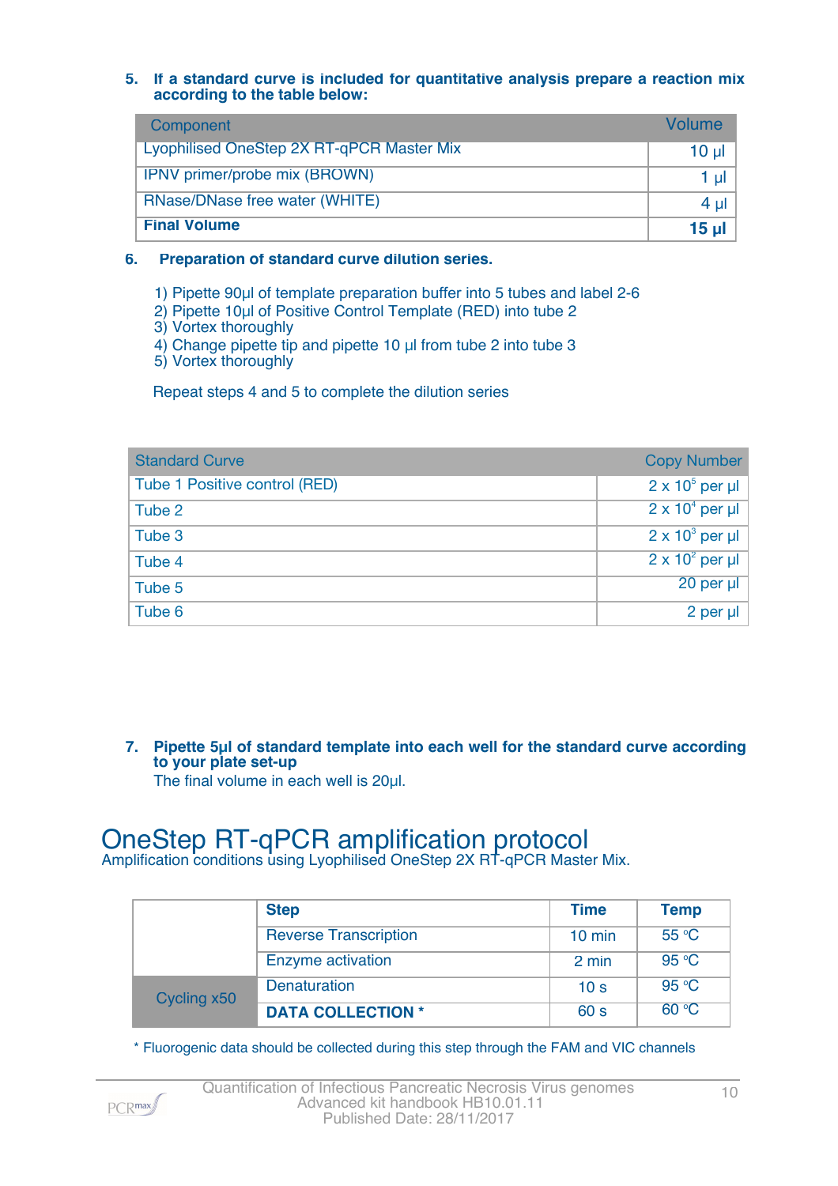**5. If a standard curve is included for quantitative analysis prepare a reaction mix according to the table below:**

| Component | Volume |
|---|---|
| Lyophilised OneStep 2X RT-qPCR Master Mix | 10 µl |
| IPNV primer/probe mix (BROWN) | 1 µl |
| RNase/DNase free water (WHITE) | 4 µl |
| **Final Volume** | **15 µl** |

**6. Preparation of standard curve dilution series.**

1) Pipette 90µl of template preparation buffer into 5 tubes and label 2-6
2) Pipette 10µl of Positive Control Template (RED) into tube 2
3) Vortex thoroughly
4) Change pipette tip and pipette 10 µl from tube 2 into tube 3
5) Vortex thoroughly

Repeat steps 4 and 5 to complete the dilution series

| Standard Curve | Copy Number |
|---|---|
| Tube 1 Positive control (RED) | $2 \times 10^5$ per µl |
| Tube 2 | $2 \times 10^4$ per µl |
| Tube 3 | $2 \times 10^3$ per µl |
| Tube 4 | $2 \times 10^2$ per µl |
| Tube 5 | 20 per µl |
| Tube 6 | 2 per µl |

**7. Pipette 5µl of standard template into each well for the standard curve according to your plate set-up**

The final volume in each well is 20µl.

# OneStep RT-qPCR amplification protocol

Amplification conditions using Lyophilised OneStep 2X RT-qPCR Master Mix.

| | **Step** | **Time** | **Temp** |
|---|---|---|---|
| | Reverse Transcription | 10 min | 55 °C |
| | Enzyme activation | 2 min | 95 °C |
| Cycling x50 | Denaturation | 10 s | 95 °C |
| | **DATA COLLECTION \*** | 60 s | 60 °C |

\* Fluorogenic data should be collected during this step through the FAM and VIC channels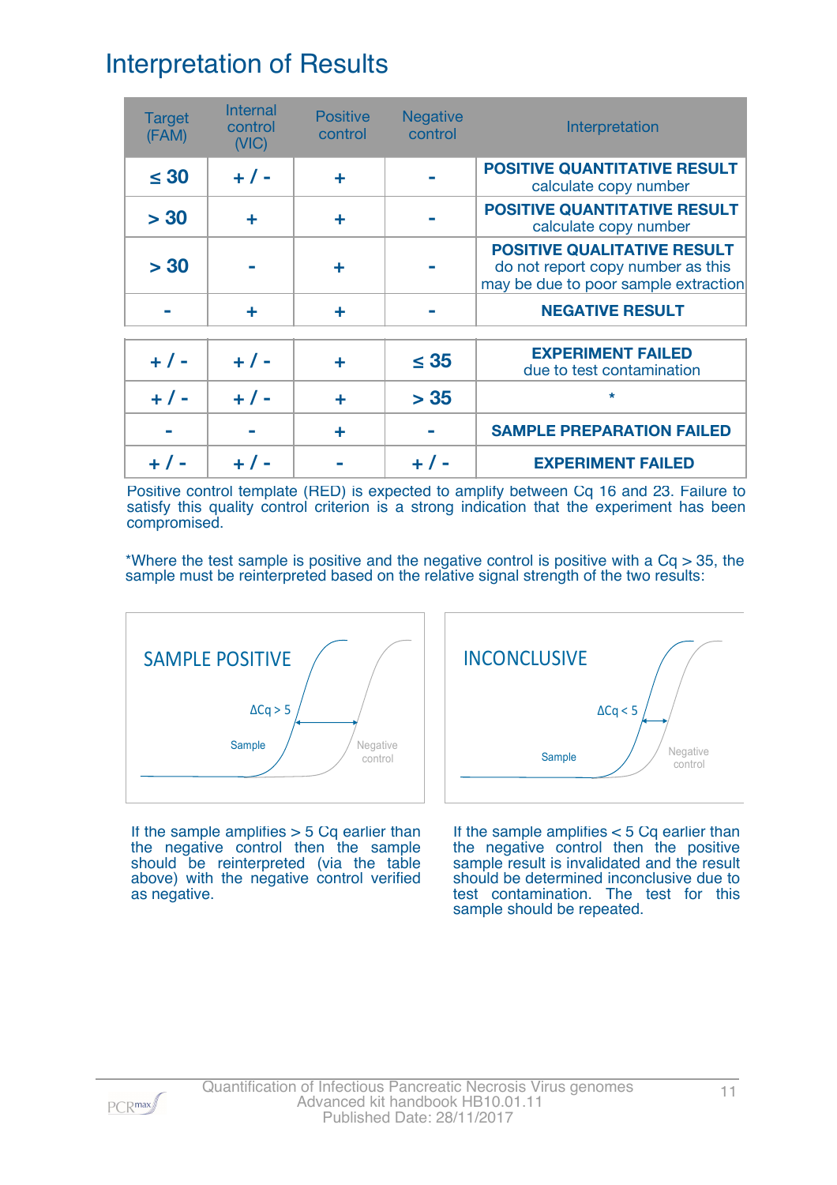# Interpretation of Results

| Target (FAM) | Internal control (VIC) | Positive control | Negative control | Interpretation |
|---|---|---|---|---|
| ≤ 30 | + / - | + | - | **POSITIVE QUANTITATIVE RESULT** calculate copy number |
| > 30 | + | + | - | **POSITIVE QUANTITATIVE RESULT** calculate copy number |
| > 30 | - | + | - | **POSITIVE QUALITATIVE RESULT** do not report copy number as this may be due to poor sample extraction |
| - | + | + | - | **NEGATIVE RESULT** |
| + / - | + / - | + | ≤ 35 | **EXPERIMENT FAILED** due to test contamination |
| + / - | + / - | + | > 35 | * |
| - | - | + | - | **SAMPLE PREPARATION FAILED** |
| + / - | + / - | - | + / - | **EXPERIMENT FAILED** |

Positive control template (RED) is expected to amplify between Cq 16 and 23. Failure to satisfy this quality control criterion is a strong indication that the experiment has been compromised.

*Where the test sample is positive and the negative control is positive with a Cq > 35, the sample must be reinterpreted based on the relative signal strength of the two results:

SAMPLE POSITIVE

ΔCq > 5

Sample

Negative control

If the sample amplifies > 5 Cq earlier than the negative control then the sample should be reinterpreted (via the table above) with the negative control verified as negative.

INCONCLUSIVE

ΔCq < 5

Sample

Negative control

If the sample amplifies < 5 Cq earlier than the negative control then the positive sample result is invalidated and the result should be determined inconclusive due to test contamination. The test for this sample should be repeated.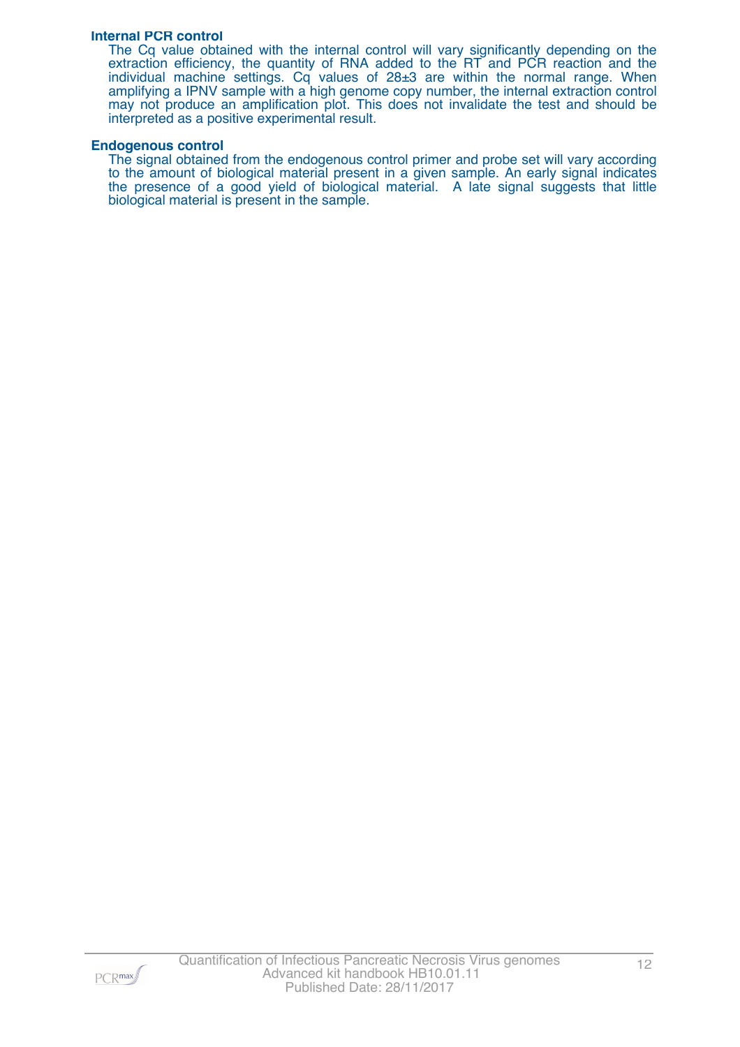### Internal PCR control

The Cq value obtained with the internal control will vary significantly depending on the extraction efficiency, the quantity of RNA added to the RT and PCR reaction and the individual machine settings. Cq values of 28±3 are within the normal range. When amplifying a IPNV sample with a high genome copy number, the internal extraction control may not produce an amplification plot. This does not invalidate the test and should be interpreted as a positive experimental result.

### Endogenous control

The signal obtained from the endogenous control primer and probe set will vary according to the amount of biological material present in a given sample. An early signal indicates the presence of a good yield of biological material. A late signal suggests that little biological material is present in the sample.